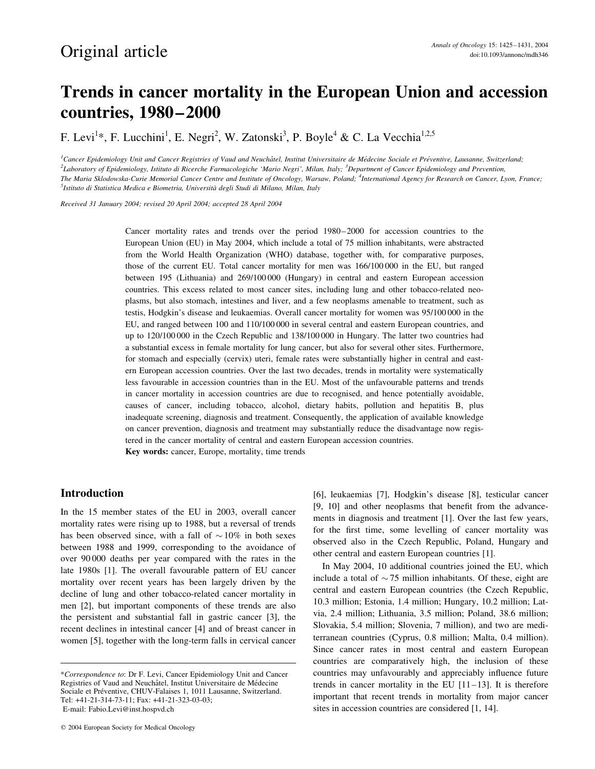Original article

# Trends in cancer mortality in the European Union and accession countries, 1980–2000

F. Levi[1]*, F. Lucchini[1], E. Negri[2], W. Zatonski[3], P. Boyle[4] & C. La Vecchia[1,2,5]

[1]Cancer Epidemiology Unit and Cancer Registries of Vaud and Neuchâtel, Institut Universitaire de Médecine Sociale et Préventive, Lausanne, Switzerland; [2]Laboratory of Epidemiology, Istituto di Ricerche Farmacologiche 'Mario Negri', Milan, Italy; [3]Department of Cancer Epidemiology and Prevention, The Maria Sklodowska-Curie Memorial Cancer Centre and Institute of Oncology, Warsaw, Poland; [4]International Agency for Research on Cancer, Lyon, France; [5]Istituto di Statistica Medica e Biometria, Università degli Studi di Milano, Milan, Italy

*Received 31 January 2004; revised 20 April 2004; accepted 28 April 2004*

Cancer mortality rates and trends over the period 1980–2000 for accession countries to the European Union (EU) in May 2004, which include a total of 75 million inhabitants, were abstracted from the World Health Organization (WHO) database, together with, for comparative purposes, those of the current EU. Total cancer mortality for men was 166/100 000 in the EU, but ranged between 195 (Lithuania) and 269/100 000 (Hungary) in central and eastern European accession countries. This excess related to most cancer sites, including lung and other tobacco-related neoplasms, but also stomach, intestines and liver, and a few neoplasms amenable to treatment, such as testis, Hodgkin's disease and leukaemias. Overall cancer mortality for women was 95/100 000 in the EU, and ranged between 100 and 110/100 000 in several central and eastern European countries, and up to 120/100 000 in the Czech Republic and 138/100 000 in Hungary. The latter two countries had a substantial excess in female mortality for lung cancer, but also for several other sites. Furthermore, for stomach and especially (cervix) uteri, female rates were substantially higher in central and eastern European accession countries. Over the last two decades, trends in mortality were systematically less favourable in accession countries than in the EU. Most of the unfavourable patterns and trends in cancer mortality in accession countries are due to recognised, and hence potentially avoidable, causes of cancer, including tobacco, alcohol, dietary habits, pollution and hepatitis B, plus inadequate screening, diagnosis and treatment. Consequently, the application of available knowledge on cancer prevention, diagnosis and treatment may substantially reduce the disadvantage now registered in the cancer mortality of central and eastern European accession countries.

**Key words:** cancer, Europe, mortality, time trends

## Introduction

In the 15 member states of the EU in 2003, overall cancer mortality rates were rising up to 1988, but a reversal of trends has been observed since, with a fall of ~10% in both sexes between 1988 and 1999, corresponding to the avoidance of over 90 000 deaths per year compared with the rates in the late 1980s [1]. The overall favourable pattern of EU cancer mortality over recent years has been largely driven by the decline of lung and other tobacco-related cancer mortality in men [2], but important components of these trends are also the persistent and substantial fall in gastric cancer [3], the recent declines in intestinal cancer [4] and of breast cancer in women [5], together with the long-term falls in cervical cancer [6], leukaemias [7], Hodgkin's disease [8], testicular cancer [9, 10] and other neoplasms that benefit from the advancements in diagnosis and treatment [1]. Over the last few years, for the first time, some levelling of cancer mortality was observed also in the Czech Republic, Poland, Hungary and other central and eastern European countries [1].

In May 2004, 10 additional countries joined the EU, which include a total of ~75 million inhabitants. Of these, eight are central and eastern European countries (the Czech Republic, 10.3 million; Estonia, 1.4 million; Hungary, 10.2 million; Latvia, 2.4 million; Lithuania, 3.5 million; Poland, 38.6 million; Slovakia, 5.4 million; Slovenia, 7 million), and two are mediterranean countries (Cyprus, 0.8 million; Malta, 0.4 million). Since cancer rates in most central and eastern European countries are comparatively high, the inclusion of these countries may unfavourably and appreciably influence future trends in cancer mortality in the EU [11–13]. It is therefore important that recent trends in mortality from major cancer sites in accession countries are considered [1, 14].

*Correspondence to: Dr F. Levi, Cancer Epidemiology Unit and Cancer Registries of Vaud and Neuchâtel, Institut Universitaire de Médecine Sociale et Préventive, CHUV-Falaises 1, 1011 Lausanne, Switzerland. Tel: +41-21-314-73-11; Fax: +41-21-323-03-03; E-mail: Fabio.Levi@inst.hospvd.ch

© 2004 European Society for Medical Oncology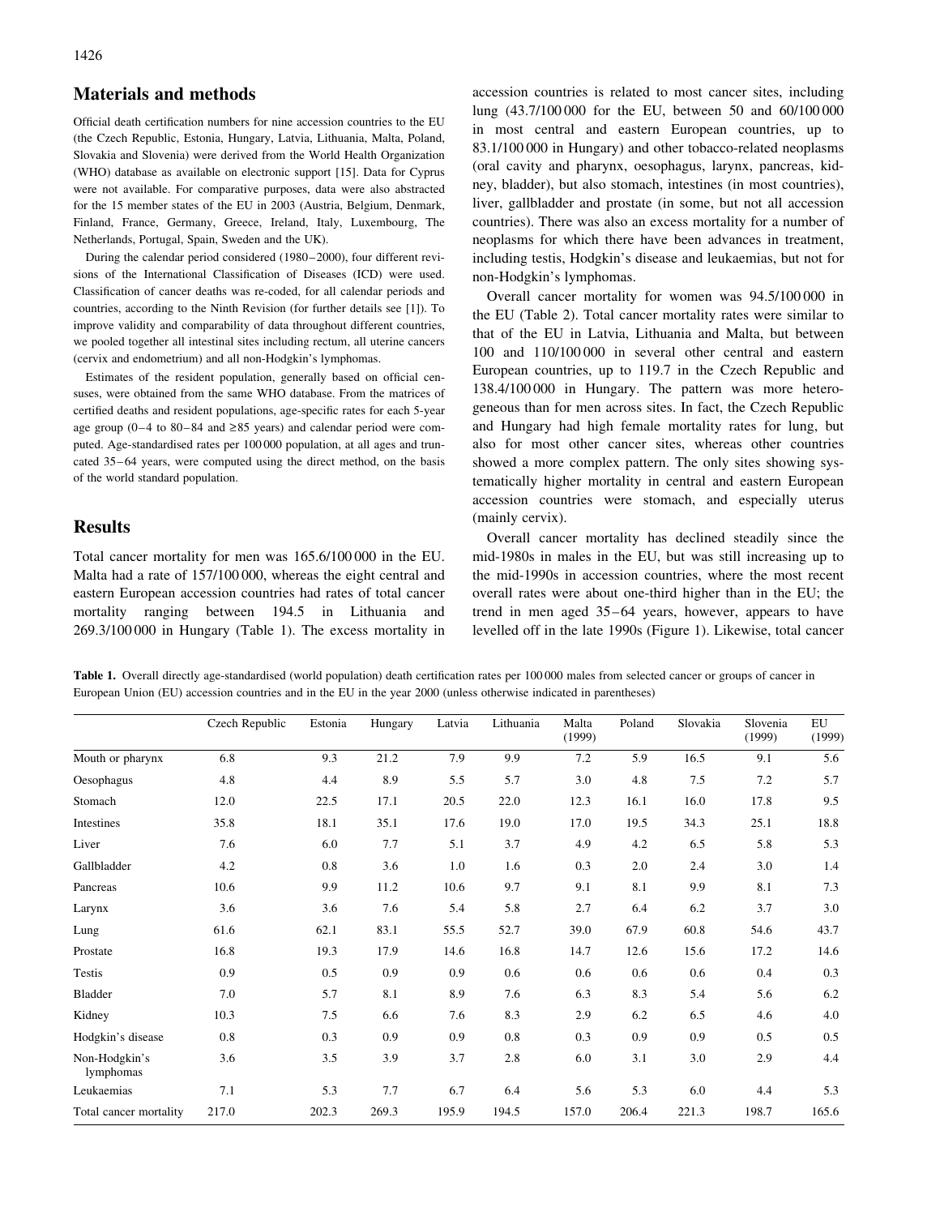## Materials and methods

Official death certification numbers for nine accession countries to the EU (the Czech Republic, Estonia, Hungary, Latvia, Lithuania, Malta, Poland, Slovakia and Slovenia) were derived from the World Health Organization (WHO) database as available on electronic support [15]. Data for Cyprus were not available. For comparative purposes, data were also abstracted for the 15 member states of the EU in 2003 (Austria, Belgium, Denmark, Finland, France, Germany, Greece, Ireland, Italy, Luxembourg, The Netherlands, Portugal, Spain, Sweden and the UK).

During the calendar period considered (1980–2000), four different revisions of the International Classification of Diseases (ICD) were used. Classification of cancer deaths was re-coded, for all calendar periods and countries, according to the Ninth Revision (for further details see [1]). To improve validity and comparability of data throughout different countries, we pooled together all intestinal sites including rectum, all uterine cancers (cervix and endometrium) and all non-Hodgkin's lymphomas.

Estimates of the resident population, generally based on official censuses, were obtained from the same WHO database. From the matrices of certified deaths and resident populations, age-specific rates for each 5-year age group (0–4 to 80–84 and ≥85 years) and calendar period were computed. Age-standardised rates per 100 000 population, at all ages and truncated 35–64 years, were computed using the direct method, on the basis of the world standard population.

## Results

Total cancer mortality for men was 165.6/100 000 in the EU. Malta had a rate of 157/100 000, whereas the eight central and eastern European accession countries had rates of total cancer mortality ranging between 194.5 in Lithuania and 269.3/100 000 in Hungary (Table 1). The excess mortality in accession countries is related to most cancer sites, including lung (43.7/100 000 for the EU, between 50 and 60/100 000 in most central and eastern European countries, up to 83.1/100 000 in Hungary) and other tobacco-related neoplasms (oral cavity and pharynx, oesophagus, larynx, pancreas, kidney, bladder), but also stomach, intestines (in most countries), liver, gallbladder and prostate (in some, but not all accession countries). There was also an excess mortality for a number of neoplasms for which there have been advances in treatment, including testis, Hodgkin's disease and leukaemias, but not for non-Hodgkin's lymphomas.

Overall cancer mortality for women was 94.5/100 000 in the EU (Table 2). Total cancer mortality rates were similar to that of the EU in Latvia, Lithuania and Malta, but between 100 and 110/100 000 in several other central and eastern European countries, up to 119.7 in the Czech Republic and 138.4/100 000 in Hungary. The pattern was more heterogeneous than for men across sites. In fact, the Czech Republic and Hungary had high female mortality rates for lung, but also for most other cancer sites, whereas other countries showed a more complex pattern. The only sites showing systematically higher mortality in central and eastern European accession countries were stomach, and especially uterus (mainly cervix).

Overall cancer mortality has declined steadily since the mid-1980s in males in the EU, but was still increasing up to the mid-1990s in accession countries, where the most recent overall rates were about one-third higher than in the EU; the trend in men aged 35–64 years, however, appears to have levelled off in the late 1990s (Figure 1). Likewise, total cancer

**Table 1.** Overall directly age-standardised (world population) death certification rates per 100 000 males from selected cancer or groups of cancer in European Union (EU) accession countries and in the EU in the year 2000 (unless otherwise indicated in parentheses)

| | Czech Republic | Estonia | Hungary | Latvia | Lithuania | Malta (1999) | Poland | Slovakia | Slovenia (1999) | EU (1999) |
|---|---|---|---|---|---|---|---|---|---|---|
| Mouth or pharynx | 6.8 | 9.3 | 21.2 | 7.9 | 9.9 | 7.2 | 5.9 | 16.5 | 9.1 | 5.6 |
| Oesophagus | 4.8 | 4.4 | 8.9 | 5.5 | 5.7 | 3.0 | 4.8 | 7.5 | 7.2 | 5.7 |
| Stomach | 12.0 | 22.5 | 17.1 | 20.5 | 22.0 | 12.3 | 16.1 | 16.0 | 17.8 | 9.5 |
| Intestines | 35.8 | 18.1 | 35.1 | 17.6 | 19.0 | 17.0 | 19.5 | 34.3 | 25.1 | 18.8 |
| Liver | 7.6 | 6.0 | 7.7 | 5.1 | 3.7 | 4.9 | 4.2 | 6.5 | 5.8 | 5.3 |
| Gallbladder | 4.2 | 0.8 | 3.6 | 1.0 | 1.6 | 0.3 | 2.0 | 2.4 | 3.0 | 1.4 |
| Pancreas | 10.6 | 9.9 | 11.2 | 10.6 | 9.7 | 9.1 | 8.1 | 9.9 | 8.1 | 7.3 |
| Larynx | 3.6 | 3.6 | 7.6 | 5.4 | 5.8 | 2.7 | 6.4 | 6.2 | 3.7 | 3.0 |
| Lung | 61.6 | 62.1 | 83.1 | 55.5 | 52.7 | 39.0 | 67.9 | 60.8 | 54.6 | 43.7 |
| Prostate | 16.8 | 19.3 | 17.9 | 14.6 | 16.8 | 14.7 | 12.6 | 15.6 | 17.2 | 14.6 |
| Testis | 0.9 | 0.5 | 0.9 | 0.9 | 0.6 | 0.6 | 0.6 | 0.6 | 0.4 | 0.3 |
| Bladder | 7.0 | 5.7 | 8.1 | 8.9 | 7.6 | 6.3 | 8.3 | 5.4 | 5.6 | 6.2 |
| Kidney | 10.3 | 7.5 | 6.6 | 7.6 | 8.3 | 2.9 | 6.2 | 6.5 | 4.6 | 4.0 |
| Hodgkin's disease | 0.8 | 0.3 | 0.9 | 0.9 | 0.8 | 0.3 | 0.9 | 0.9 | 0.5 | 0.5 |
| Non-Hodgkin's lymphomas | 3.6 | 3.5 | 3.9 | 3.7 | 2.8 | 6.0 | 3.1 | 3.0 | 2.9 | 4.4 |
| Leukaemias | 7.1 | 5.3 | 7.7 | 6.7 | 6.4 | 5.6 | 5.3 | 6.0 | 4.4 | 5.3 |
| Total cancer mortality | 217.0 | 202.3 | 269.3 | 195.9 | 194.5 | 157.0 | 206.4 | 221.3 | 198.7 | 165.6 |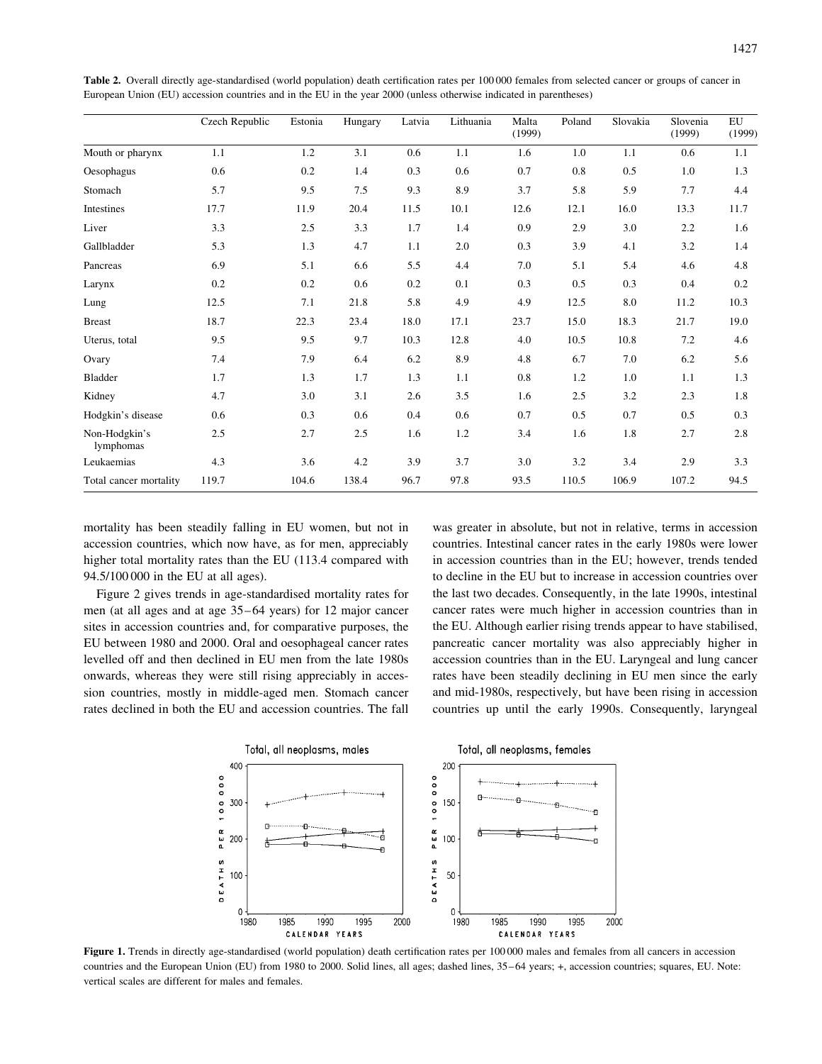**Table 2.** Overall directly age-standardised (world population) death certification rates per 100 000 females from selected cancer or groups of cancer in European Union (EU) accession countries and in the EU in the year 2000 (unless otherwise indicated in parentheses)

| | Czech Republic | Estonia | Hungary | Latvia | Lithuania | Malta (1999) | Poland | Slovakia | Slovenia (1999) | EU (1999) |
|---|---|---|---|---|---|---|---|---|---|---|
| Mouth or pharynx | 1.1 | 1.2 | 3.1 | 0.6 | 1.1 | 1.6 | 1.0 | 1.1 | 0.6 | 1.1 |
| Oesophagus | 0.6 | 0.2 | 1.4 | 0.3 | 0.6 | 0.7 | 0.8 | 0.5 | 1.0 | 1.3 |
| Stomach | 5.7 | 9.5 | 7.5 | 9.3 | 8.9 | 3.7 | 5.8 | 5.9 | 7.7 | 4.4 |
| Intestines | 17.7 | 11.9 | 20.4 | 11.5 | 10.1 | 12.6 | 12.1 | 16.0 | 13.3 | 11.7 |
| Liver | 3.3 | 2.5 | 3.3 | 1.7 | 1.4 | 0.9 | 2.9 | 3.0 | 2.2 | 1.6 |
| Gallbladder | 5.3 | 1.3 | 4.7 | 1.1 | 2.0 | 0.3 | 3.9 | 4.1 | 3.2 | 1.4 |
| Pancreas | 6.9 | 5.1 | 6.6 | 5.5 | 4.4 | 7.0 | 5.1 | 5.4 | 4.6 | 4.8 |
| Larynx | 0.2 | 0.2 | 0.6 | 0.2 | 0.1 | 0.3 | 0.5 | 0.3 | 0.4 | 0.2 |
| Lung | 12.5 | 7.1 | 21.8 | 5.8 | 4.9 | 4.9 | 12.5 | 8.0 | 11.2 | 10.3 |
| Breast | 18.7 | 22.3 | 23.4 | 18.0 | 17.1 | 23.7 | 15.0 | 18.3 | 21.7 | 19.0 |
| Uterus, total | 9.5 | 9.5 | 9.7 | 10.3 | 12.8 | 4.0 | 10.5 | 10.8 | 7.2 | 4.6 |
| Ovary | 7.4 | 7.9 | 6.4 | 6.2 | 8.9 | 4.8 | 6.7 | 7.0 | 6.2 | 5.6 |
| Bladder | 1.7 | 1.3 | 1.7 | 1.3 | 1.1 | 0.8 | 1.2 | 1.0 | 1.1 | 1.3 |
| Kidney | 4.7 | 3.0 | 3.1 | 2.6 | 3.5 | 1.6 | 2.5 | 3.2 | 2.3 | 1.8 |
| Hodgkin's disease | 0.6 | 0.3 | 0.6 | 0.4 | 0.6 | 0.7 | 0.5 | 0.7 | 0.5 | 0.3 |
| Non-Hodgkin's lymphomas | 2.5 | 2.7 | 2.5 | 1.6 | 1.2 | 3.4 | 1.6 | 1.8 | 2.7 | 2.8 |
| Leukaemias | 4.3 | 3.6 | 4.2 | 3.9 | 3.7 | 3.0 | 3.2 | 3.4 | 2.9 | 3.3 |
| Total cancer mortality | 119.7 | 104.6 | 138.4 | 96.7 | 97.8 | 93.5 | 110.5 | 106.9 | 107.2 | 94.5 |

mortality has been steadily falling in EU women, but not in accession countries, which now have, as for men, appreciably higher total mortality rates than the EU (113.4 compared with 94.5/100 000 in the EU at all ages).

Figure 2 gives trends in age-standardised mortality rates for men (at all ages and at age 35–64 years) for 12 major cancer sites in accession countries and, for comparative purposes, the EU between 1980 and 2000. Oral and oesophageal cancer rates levelled off and then declined in EU men from the late 1980s onwards, whereas they were still rising appreciably in accession countries, mostly in middle-aged men. Stomach cancer rates declined in both the EU and accession countries. The fall was greater in absolute, but not in relative, terms in accession countries. Intestinal cancer rates in the early 1980s were lower in accession countries than in the EU; however, trends tended to decline in the EU but to increase in accession countries over the last two decades. Consequently, in the late 1990s, intestinal cancer rates were much higher in accession countries than in the EU. Although earlier rising trends appear to have stabilised, pancreatic cancer mortality was also appreciably higher in accession countries than in the EU. Laryngeal and lung cancer rates have been steadily declining in EU men since the early and mid-1980s, respectively, but have been rising in accession countries up until the early 1990s. Consequently, laryngeal

**Figure 1.** Trends in directly age-standardised (world population) death certification rates per 100 000 males and females from all cancers in accession countries and the European Union (EU) from 1980 to 2000. Solid lines, all ages; dashed lines, 35–64 years; +, accession countries; squares, EU. Note: vertical scales are different for males and females.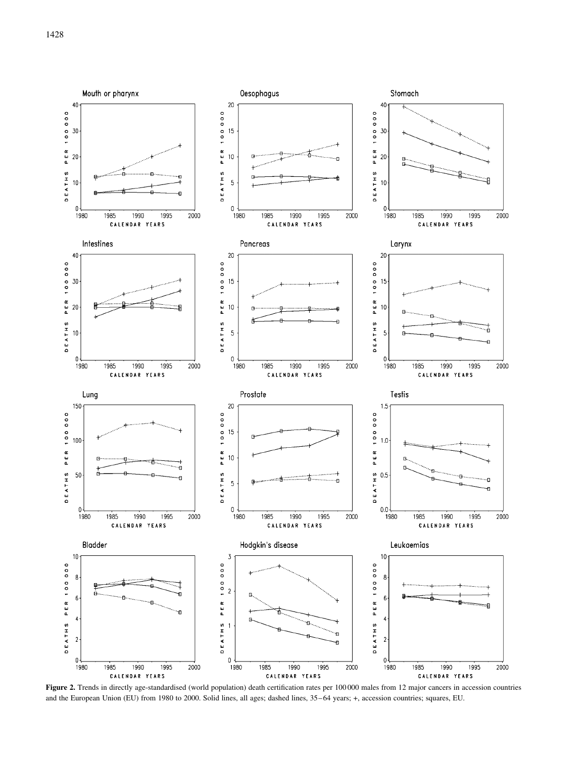**Figure 2.** Trends in directly age-standardised (world population) death certification rates per 100 000 males from 12 major cancers in accession countries and the European Union (EU) from 1980 to 2000. Solid lines, all ages; dashed lines, 35–64 years; +, accession countries; squares, EU.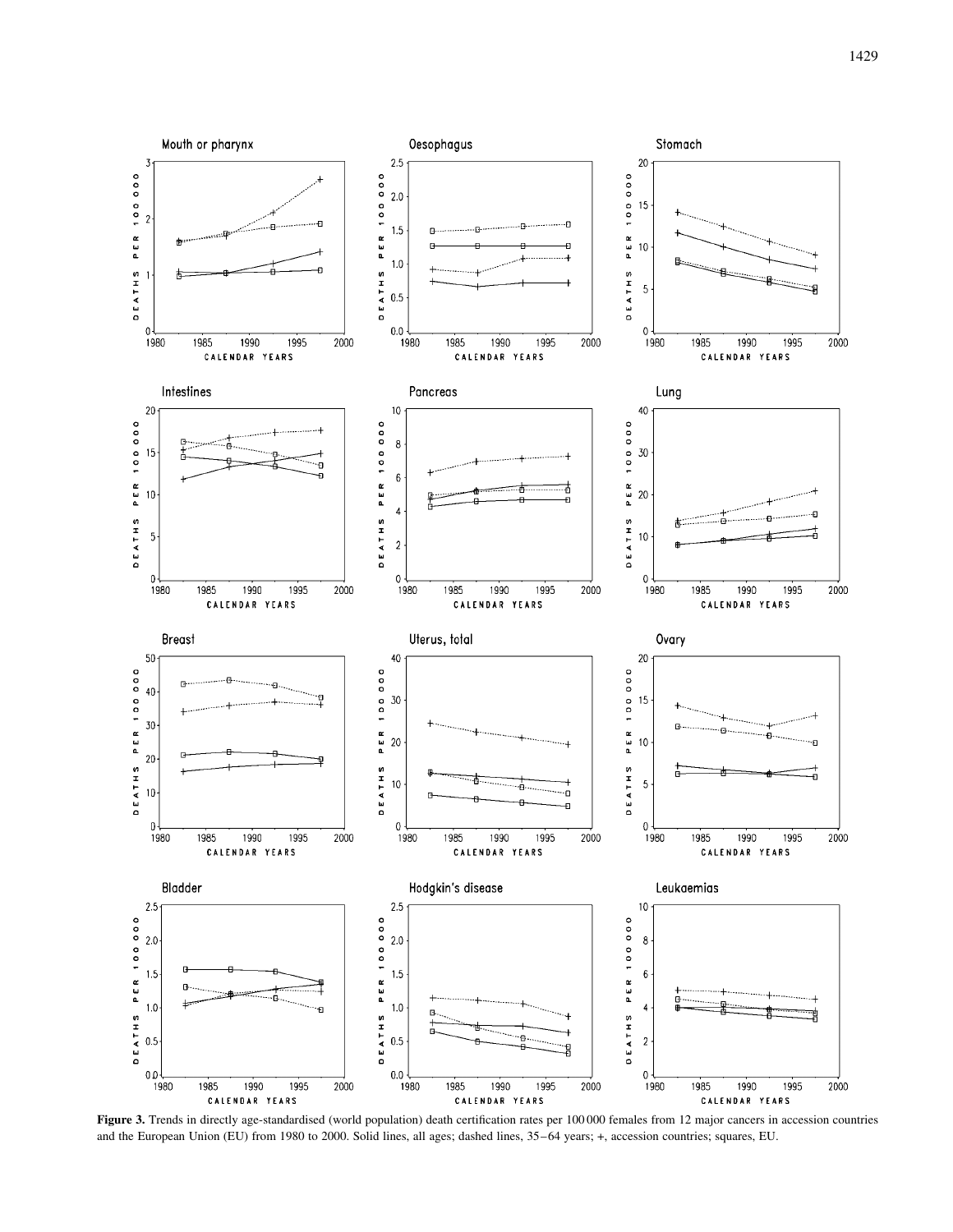**Figure 3.** Trends in directly age-standardised (world population) death certification rates per 100 000 females from 12 major cancers in accession countries and the European Union (EU) from 1980 to 2000. Solid lines, all ages; dashed lines, 35–64 years; +, accession countries; squares, EU.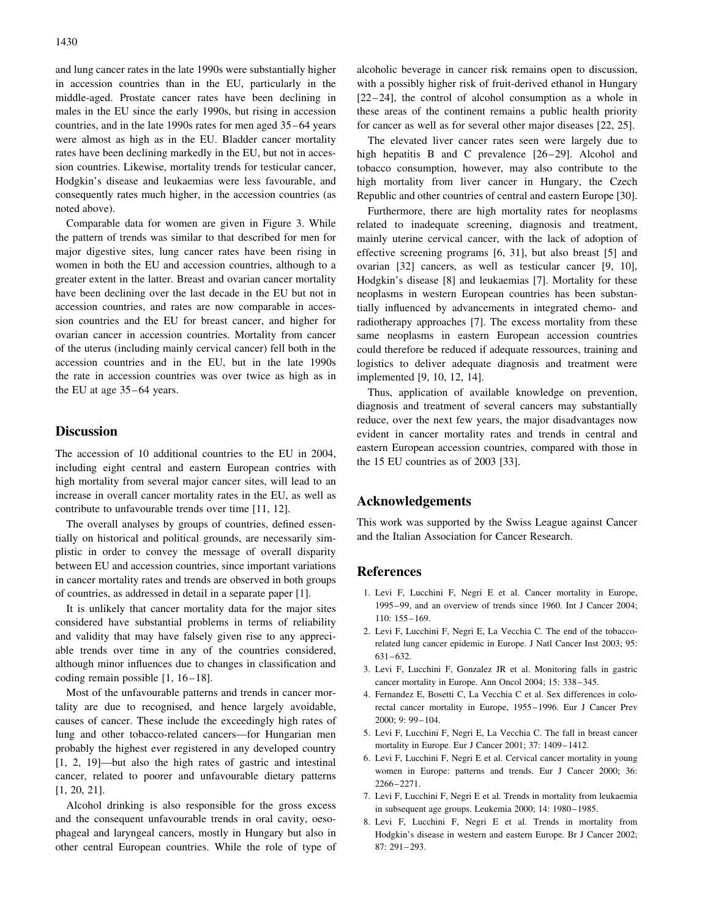and lung cancer rates in the late 1990s were substantially higher in accession countries than in the EU, particularly in the middle-aged. Prostate cancer rates have been declining in males in the EU since the early 1990s, but rising in accession countries, and in the late 1990s rates for men aged 35–64 years were almost as high as in the EU. Bladder cancer mortality rates have been declining markedly in the EU, but not in accession countries. Likewise, mortality trends for testicular cancer, Hodgkin's disease and leukaemias were less favourable, and consequently rates much higher, in the accession countries (as noted above).

Comparable data for women are given in Figure 3. While the pattern of trends was similar to that described for men for major digestive sites, lung cancer rates have been rising in women in both the EU and accession countries, although to a greater extent in the latter. Breast and ovarian cancer mortality have been declining over the last decade in the EU but not in accession countries, and rates are now comparable in accession countries and the EU for breast cancer, and higher for ovarian cancer in accession countries. Mortality from cancer of the uterus (including mainly cervical cancer) fell both in the accession countries and in the EU, but in the late 1990s the rate in accession countries was over twice as high as in the EU at age 35–64 years.

## Discussion

The accession of 10 additional countries to the EU in 2004, including eight central and eastern European contries with high mortality from several major cancer sites, will lead to an increase in overall cancer mortality rates in the EU, as well as contribute to unfavourable trends over time [11, 12].

The overall analyses by groups of countries, defined essentially on historical and political grounds, are necessarily simplistic in order to convey the message of overall disparity between EU and accession countries, since important variations in cancer mortality rates and trends are observed in both groups of countries, as addressed in detail in a separate paper [1].

It is unlikely that cancer mortality data for the major sites considered have substantial problems in terms of reliability and validity that may have falsely given rise to any appreciable trends over time in any of the countries considered, although minor influences due to changes in classification and coding remain possible [1, 16–18].

Most of the unfavourable patterns and trends in cancer mortality are due to recognised, and hence largely avoidable, causes of cancer. These include the exceedingly high rates of lung and other tobacco-related cancers—for Hungarian men probably the highest ever registered in any developed country [1, 2, 19]—but also the high rates of gastric and intestinal cancer, related to poorer and unfavourable dietary patterns [1, 20, 21].

Alcohol drinking is also responsible for the gross excess and the consequent unfavourable trends in oral cavity, oesophageal and laryngeal cancers, mostly in Hungary but also in other central European countries. While the role of type of alcoholic beverage in cancer risk remains open to discussion, with a possibly higher risk of fruit-derived ethanol in Hungary [22–24], the control of alcohol consumption as a whole in these areas of the continent remains a public health priority for cancer as well as for several other major diseases [22, 25].

The elevated liver cancer rates seen were largely due to high hepatitis B and C prevalence [26–29]. Alcohol and tobacco consumption, however, may also contribute to the high mortality from liver cancer in Hungary, the Czech Republic and other countries of central and eastern Europe [30].

Furthermore, there are high mortality rates for neoplasms related to inadequate screening, diagnosis and treatment, mainly uterine cervical cancer, with the lack of adoption of effective screening programs [6, 31], but also breast [5] and ovarian [32] cancers, as well as testicular cancer [9, 10], Hodgkin's disease [8] and leukaemias [7]. Mortality for these neoplasms in western European countries has been substantially influenced by advancements in integrated chemo- and radiotherapy approaches [7]. The excess mortality from these same neoplasms in eastern European accession countries could therefore be reduced if adequate ressources, training and logistics to deliver adequate diagnosis and treatment were implemented [9, 10, 12, 14].

Thus, application of available knowledge on prevention, diagnosis and treatment of several cancers may substantially reduce, over the next few years, the major disadvantages now evident in cancer mortality rates and trends in central and eastern European accession countries, compared with those in the 15 EU countries as of 2003 [33].

## Acknowledgements

This work was supported by the Swiss League against Cancer and the Italian Association for Cancer Research.

## References

1. Levi F, Lucchini F, Negri E et al. Cancer mortality in Europe, 1995–99, and an overview of trends since 1960. Int J Cancer 2004; 110: 155–169.
2. Levi F, Lucchini F, Negri E, La Vecchia C. The end of the tobacco-related lung cancer epidemic in Europe. J Natl Cancer Inst 2003; 95: 631–632.
3. Levi F, Lucchini F, Gonzalez JR et al. Monitoring falls in gastric cancer mortality in Europe. Ann Oncol 2004; 15: 338–345.
4. Fernandez E, Bosetti C, La Vecchia C et al. Sex differences in colorectal cancer mortality in Europe, 1955–1996. Eur J Cancer Prev 2000; 9: 99–104.
5. Levi F, Lucchini F, Negri E, La Vecchia C. The fall in breast cancer mortality in Europe. Eur J Cancer 2001; 37: 1409–1412.
6. Levi F, Lucchini F, Negri E et al. Cervical cancer mortality in young women in Europe: patterns and trends. Eur J Cancer 2000; 36: 2266–2271.
7. Levi F, Lucchini F, Negri E et al. Trends in mortality from leukaemia in subsequent age groups. Leukemia 2000; 14: 1980–1985.
8. Levi F, Lucchini F, Negri E et al. Trends in mortality from Hodgkin's disease in western and eastern Europe. Br J Cancer 2002; 87: 291–293.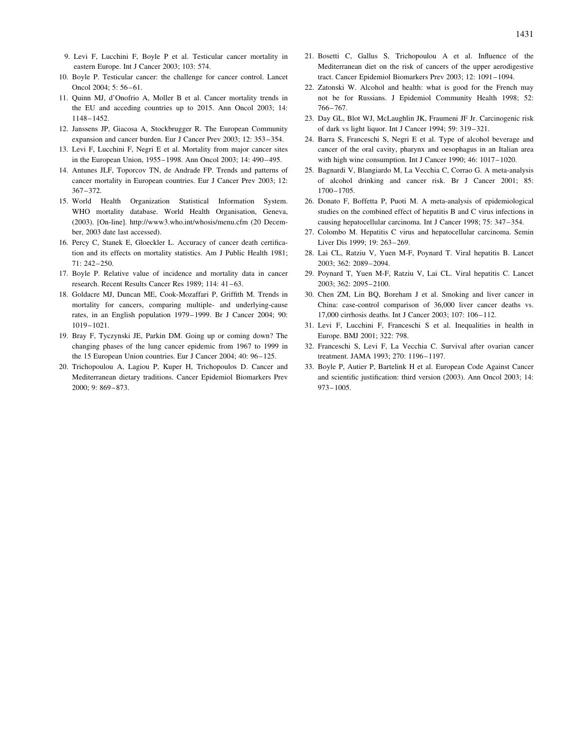9. Levi F, Lucchini F, Boyle P et al. Testicular cancer mortality in eastern Europe. Int J Cancer 2003; 103: 574.
10. Boyle P. Testicular cancer: the challenge for cancer control. Lancet Oncol 2004; 5: 56–61.
11. Quinn MJ, d'Onofrio A, Moller B et al. Cancer mortality trends in the EU and acceding countries up to 2015. Ann Oncol 2003; 14: 1148–1452.
12. Janssens JP, Giacosa A, Stockbrugger R. The European Community expansion and cancer burden. Eur J Cancer Prev 2003; 12: 353–354.
13. Levi F, Lucchini F, Negri E et al. Mortality from major cancer sites in the European Union, 1955–1998. Ann Oncol 2003; 14: 490–495.
14. Antunes JLF, Toporcov TN, de Andrade FP. Trends and patterns of cancer mortality in European countries. Eur J Cancer Prev 2003; 12: 367–372.
15. World Health Organization Statistical Information System. WHO mortality database. World Health Organisation, Geneva, (2003). [On-line]. http://www3.who.int/whosis/menu.cfm (20 December, 2003 date last accessed).
16. Percy C, Stanek E, Gloeckler L. Accuracy of cancer death certification and its effects on mortality statistics. Am J Public Health 1981; 71: 242–250.
17. Boyle P. Relative value of incidence and mortality data in cancer research. Recent Results Cancer Res 1989; 114: 41–63.
18. Goldacre MJ, Duncan ME, Cook-Mozaffari P, Griffith M. Trends in mortality for cancers, comparing multiple- and underlying-cause rates, in an English population 1979–1999. Br J Cancer 2004; 90: 1019–1021.
19. Bray F, Tyczynski JE, Parkin DM. Going up or coming down? The changing phases of the lung cancer epidemic from 1967 to 1999 in the 15 European Union countries. Eur J Cancer 2004; 40: 96–125.
20. Trichopoulou A, Lagiou P, Kuper H, Trichopoulos D. Cancer and Mediterranean dietary traditions. Cancer Epidemiol Biomarkers Prev 2000; 9: 869–873.
21. Bosetti C, Gallus S, Trichopoulou A et al. Influence of the Mediterranean diet on the risk of cancers of the upper aerodigestive tract. Cancer Epidemiol Biomarkers Prev 2003; 12: 1091–1094.
22. Zatonski W. Alcohol and health: what is good for the French may not be for Russians. J Epidemiol Community Health 1998; 52: 766–767.
23. Day GL, Blot WJ, McLaughlin JK, Fraumeni JF Jr. Carcinogenic risk of dark vs light liquor. Int J Cancer 1994; 59: 319–321.
24. Barra S, Franceschi S, Negri E et al. Type of alcohol beverage and cancer of the oral cavity, pharynx and oesophagus in an Italian area with high wine consumption. Int J Cancer 1990; 46: 1017–1020.
25. Bagnardi V, Blangiardo M, La Vecchia C, Corrao G. A meta-analysis of alcohol drinking and cancer risk. Br J Cancer 2001; 85: 1700–1705.
26. Donato F, Boffetta P, Puoti M. A meta-analysis of epidemiological studies on the combined effect of hepatitis B and C virus infections in causing hepatocellular carcinoma. Int J Cancer 1998; 75: 347–354.
27. Colombo M. Hepatitis C virus and hepatocellular carcinoma. Semin Liver Dis 1999; 19: 263–269.
28. Lai CL, Ratziu V, Yuen M-F, Poynard T. Viral hepatitis B. Lancet 2003; 362: 2089–2094.
29. Poynard T, Yuen M-F, Ratziu V, Lai CL. Viral hepatitis C. Lancet 2003; 362: 2095–2100.
30. Chen ZM, Lin BQ, Boreham J et al. Smoking and liver cancer in China: case-control comparison of 36,000 liver cancer deaths vs. 17,000 cirrhosis deaths. Int J Cancer 2003; 107: 106–112.
31. Levi F, Lucchini F, Franceschi S et al. Inequalities in health in Europe. BMJ 2001; 322: 798.
32. Franceschi S, Levi F, La Vecchia C. Survival after ovarian cancer treatment. JAMA 1993; 270: 1196–1197.
33. Boyle P, Autier P, Bartelink H et al. European Code Against Cancer and scientific justification: third version (2003). Ann Oncol 2003; 14: 973–1005.